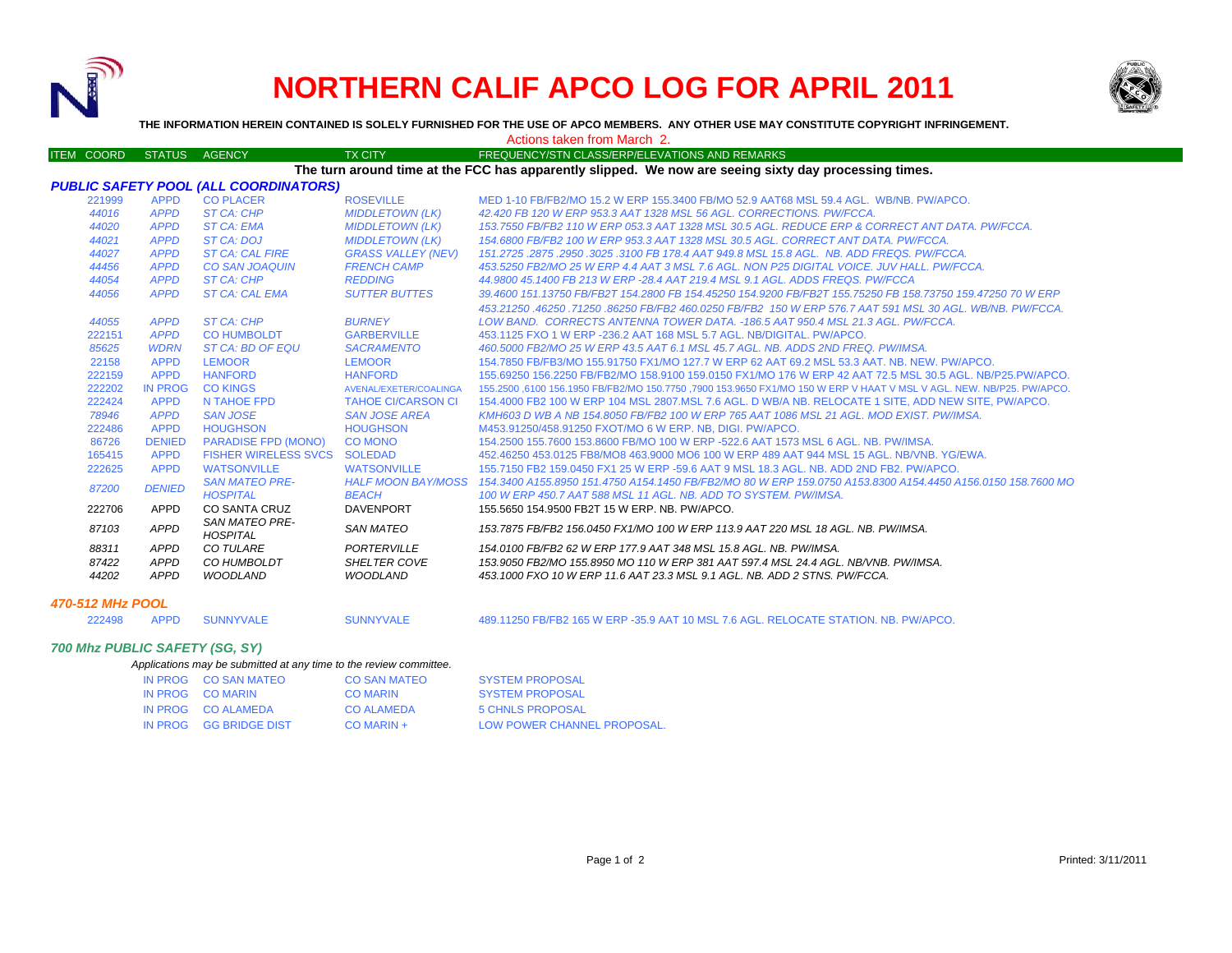# NORTHERN CALIF APCO LOG FOR APRIL 2011

**THE INFORMATION HEREIN CONTAINED IS SOLELY FURNISHED FOR THE USE OF APCO MEMBERS. ANY OTHER USE MAY CONSTITUTE COPYRIGHT INFRINGEMENT.**

Actions taken from March 2.

**The turn around time at the FCC has apparently slipped. We now are seeing sixty day processing times.**

### PUBLIC SAFETY POOL (ALL COORDINATORS)

| ITEM COORD | STATUS | AGENCY | TX CITY | FREQUENCY/STN CLASS/ERP/ELEVATIONS AND REMARKS |
|---|---|---|---|---|
| 221999 | APPD | CO PLACER | ROSEVILLE | MED 1-10 FB/FB2/MO 15.2 W ERP 155.3400 FB/MO 52.9 AAT68 MSL 59.4 AGL. WB/NB. PW/APCO. |
| 44016 | APPD | ST CA: CHP | MIDDLETOWN (LK) | 42.420 FB 120 W ERP 953.3 AAT 1328 MSL 56 AGL. CORRECTIONS. PW/FCCA. |
| 44020 | APPD | ST CA: EMA | MIDDLETOWN (LK) | 153.7550 FB/FB2 110 W ERP 053.3 AAT 1328 MSL 30.5 AGL. REDUCE ERP & CORRECT ANT DATA. PW/FCCA. |
| 44021 | APPD | ST CA: DOJ | MIDDLETOWN (LK) | 154.6800 FB/FB2 100 W ERP 953.3 AAT 1328 MSL 30.5 AGL. CORRECT ANT DATA. PW/FCCA. |
| 44027 | APPD | ST CA: CAL FIRE | GRASS VALLEY (NEV) | 151.2725 .2875 .2950 .3025 .3100 FB 178.4 AAT 949.8 MSL 15.8 AGL. NB. ADD FREQS. PW/FCCA. |
| 44456 | APPD | CO SAN JOAQUIN | FRENCH CAMP | 453.5250 FB2/MO 25 W ERP 4.4 AAT 3 MSL 7.6 AGL. NON P25 DIGITAL VOICE. JUV HALL. PW/FCCA. |
| 44054 | APPD | ST CA: CHP | REDDING | 44.9800 45.1400 FB 213 W ERP -28.4 AAT 219.4 MSL 9.1 AGL. ADDS FREQS. PW/FCCA |
| 44056 | APPD | ST CA: CAL EMA | SUTTER BUTTES | 39.4600 151.13750 FB/FB2T 154.2800 FB 154.45250 154.9200 FB/FB2T 155.75250 FB 158.73750 159.47250 70 W ERP 453.21250 .46250 .71250 .86250 FB/FB2 460.0250 FB/FB2 150 W ERP 576.7 AAT 591 MSL 30 AGL. WB/NB. PW/FCCA. |
| 44055 | APPD | ST CA: CHP | BURNEY | LOW BAND. CORRECTS ANTENNA TOWER DATA. -186.5 AAT 950.4 MSL 21.3 AGL. PW/FCCA. |
| 222151 | APPD | CO HUMBOLDT | GARBERVILLE | 453.1125 FXO 1 W ERP -236.2 AAT 168 MSL 5.7 AGL. NB/DIGITAL. PW/APCO. |
| 85625 | WDRN | ST CA: BD OF EQU | SACRAMENTO | 460.5000 FB2/MO 25 W ERP 43.5 AAT 6.1 MSL 45.7 AGL. NB. ADDS 2ND FREQ. PW/IMSA. |
| 22158 | APPD | LEMOOR | LEMOOR | 154.7850 FB/FB3/MO 155.91750 FX1/MO 127.7 W ERP 62 AAT 69.2 MSL 53.3 AAT. NB. NEW. PW/APCO. |
| 222159 | APPD | HANFORD | HANFORD | 155.69250 156.2250 FB/FB2/MO 158.9100 159.0150 FX1/MO 176 W ERP 42 AAT 72.5 MSL 30.5 AGL. NB/P25.PW/APCO. |
| 222202 | IN PROG | CO KINGS | AVENAL/EXETER/COALINGA | 155.2500 ,6100 156.1950 FB/FB2/MO 150.7750 ,7900 153.9650 FX1/MO 150 W ERP V HAAT V MSL V AGL. NEW. NB/P25. PW/APCO. |
| 222424 | APPD | N TAHOE FPD | TAHOE CI/CARSON CI | 154.4000 FB2 100 W ERP 104 MSL 2807.MSL 7.6 AGL. D WB/A NB. RELOCATE 1 SITE, ADD NEW SITE, PW/APCO. |
| 78946 | APPD | SAN JOSE | SAN JOSE AREA | KMH603 D WB A NB 154.8050 FB/FB2 100 W ERP 765 AAT 1086 MSL 21 AGL. MOD EXIST. PW/IMSA. |
| 222486 | APPD | HOUGHSON | HOUGHSON | M453.91250/458.91250 FXOT/MO 6 W ERP. NB, DIGI. PW/APCO. |
| 86726 | DENIED | PARADISE FPD (MONO) | CO MONO | 154.2500 155.7600 153.8600 FB/MO 100 W ERP -522.6 AAT 1573 MSL 6 AGL. NB. PW/IMSA. |
| 165415 | APPD | FISHER WIRELESS SVCS | SOLEDAD | 452.46250 453.0125 FB8/MO8 463.9000 MO6 100 W ERP 489 AAT 944 MSL 15 AGL. NB/VNB. YG/EWA. |
| 222625 | APPD | WATSONVILLE | WATSONVILLE | 155.7150 FB2 159.0450 FX1 25 W ERP -59.6 AAT 9 MSL 18.3 AGL. NB. ADD 2ND FB2. PW/APCO. |
| 87200 | DENIED | SAN MATEO PRE-HOSPITAL | HALF MOON BAY/MOSS BEACH | 154.3400 A155.8950 151.4750 A154.1450 FB/FB2/MO 80 W ERP 159.0750 A153.8300 A154.4450 A156.0150 158.7600 MO 100 W ERP 450.7 AAT 588 MSL 11 AGL. NB. ADD TO SYSTEM. PW/IMSA. |
| 222706 | APPD | CO SANTA CRUZ | DAVENPORT | 155.5650 154.9500 FB2T 15 W ERP. NB. PW/APCO. |
| 87103 | APPD | SAN MATEO PRE-HOSPITAL | SAN MATEO | 153.7875 FB/FB2 156.0450 FX1/MO 100 W ERP 113.9 AAT 220 MSL 18 AGL. NB. PW/IMSA. |
| 88311 | APPD | CO TULARE | PORTERVILLE | 154.0100 FB/FB2 62 W ERP 177.9 AAT 348 MSL 15.8 AGL. NB. PW/IMSA. |
| 87422 | APPD | CO HUMBOLDT | SHELTER COVE | 153.9050 FB2/MO 155.8950 MO 110 W ERP 381 AAT 597.4 MSL 24.4 AGL. NB/VNB. PW/IMSA. |
| 44202 | APPD | WOODLAND | WOODLAND | 453.1000 FXO 10 W ERP 11.6 AAT 23.3 MSL 9.1 AGL. NB. ADD 2 STNS. PW/FCCA. |

### 470-512 MHz POOL

| ITEM COORD | STATUS | AGENCY | TX CITY | FREQUENCY/STN CLASS/ERP/ELEVATIONS AND REMARKS |
|---|---|---|---|---|
| 222498 | APPD | SUNNYVALE | SUNNYVALE | 489.11250 FB/FB2 165 W ERP -35.9 AAT 10 MSL 7.6 AGL. RELOCATE STATION. NB. PW/APCO. |

### 700 Mhz PUBLIC SAFETY (SG, SY)

*Applications may be submitted at any time to the review committee.*

| STATUS | AGENCY | TX CITY | REMARKS |
|---|---|---|---|
| IN PROG | CO SAN MATEO | CO SAN MATEO | SYSTEM PROPOSAL |
| IN PROG | CO MARIN | CO MARIN | SYSTEM PROPOSAL |
| IN PROG | CO ALAMEDA | CO ALAMEDA | 5 CHNLS PROPOSAL |
| IN PROG | GG BRIDGE DIST | CO MARIN + | LOW POWER CHANNEL PROPOSAL. |

Printed: 3/11/2011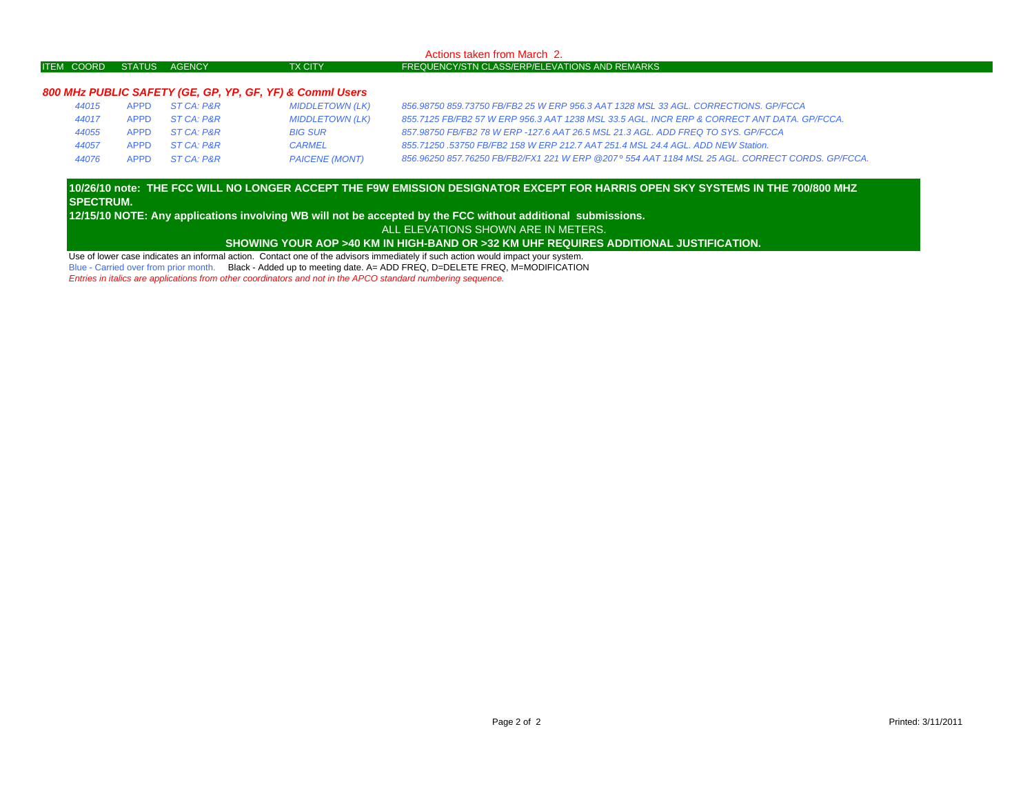Actions taken from March 2.

| ITEM | COORD | STATUS | AGENCY | TX CITY | FREQUENCY/STN CLASS/ERP/ELEVATIONS AND REMARKS |
|---|---|---|---|---|---|

***800 MHz PUBLIC SAFETY (GE, GP, YP, GF, YF) & Comml Users***

| | | | | | |
|---|---|---|---|---|---|
| | *44015* | APPD | *ST CA: P&R* | *MIDDLETOWN (LK)* | *856.98750 859.73750 FB/FB2 25 W ERP 956.3 AAT 1328 MSL 33 AGL. CORRECTIONS. GP/FCCA* |
| | *44017* | APPD | *ST CA: P&R* | *MIDDLETOWN (LK)* | *855.7125 FB/FB2 57 W ERP 956.3 AAT 1238 MSL 33.5 AGL. INCR ERP & CORRECT ANT DATA. GP/FCCA.* |
| | *44055* | APPD | *ST CA: P&R* | *BIG SUR* | *857.98750 FB/FB2 78 W ERP -127.6 AAT 26.5 MSL 21.3 AGL. ADD FREQ TO SYS. GP/FCCA* |
| | *44057* | APPD | *ST CA: P&R* | *CARMEL* | *855.71250 .53750 FB/FB2 158 W ERP 212.7 AAT 251.4 MSL 24.4 AGL. ADD NEW Station.* |
| | *44076* | APPD | *ST CA: P&R* | *PAICENE (MONT)* | *856.96250 857.76250 FB/FB2/FX1 221 W ERP @207° 554 AAT 1184 MSL 25 AGL. CORRECT CORDS. GP/FCCA.* |

**10/26/10 note: THE FCC WILL NO LONGER ACCEPT THE F9W EMISSION DESIGNATOR EXCEPT FOR HARRIS OPEN SKY SYSTEMS IN THE 700/800 MHZ SPECTRUM.**

**12/15/10 NOTE: Any applications involving WB will not be accepted by the FCC without additional submissions.**

ALL ELEVATIONS SHOWN ARE IN METERS.

**SHOWING YOUR AOP >40 KM IN HIGH-BAND OR >32 KM UHF REQUIRES ADDITIONAL JUSTIFICATION.**

Use of lower case indicates an informal action. Contact one of the advisors immediately if such action would impact your system.

Blue - Carried over from prior month. Black - Added up to meeting date. A= ADD FREQ, D=DELETE FREQ, M=MODIFICATION

*Entries in italics are applications from other coordinators and not in the APCO standard numbering sequence.*

Printed: 3/11/2011